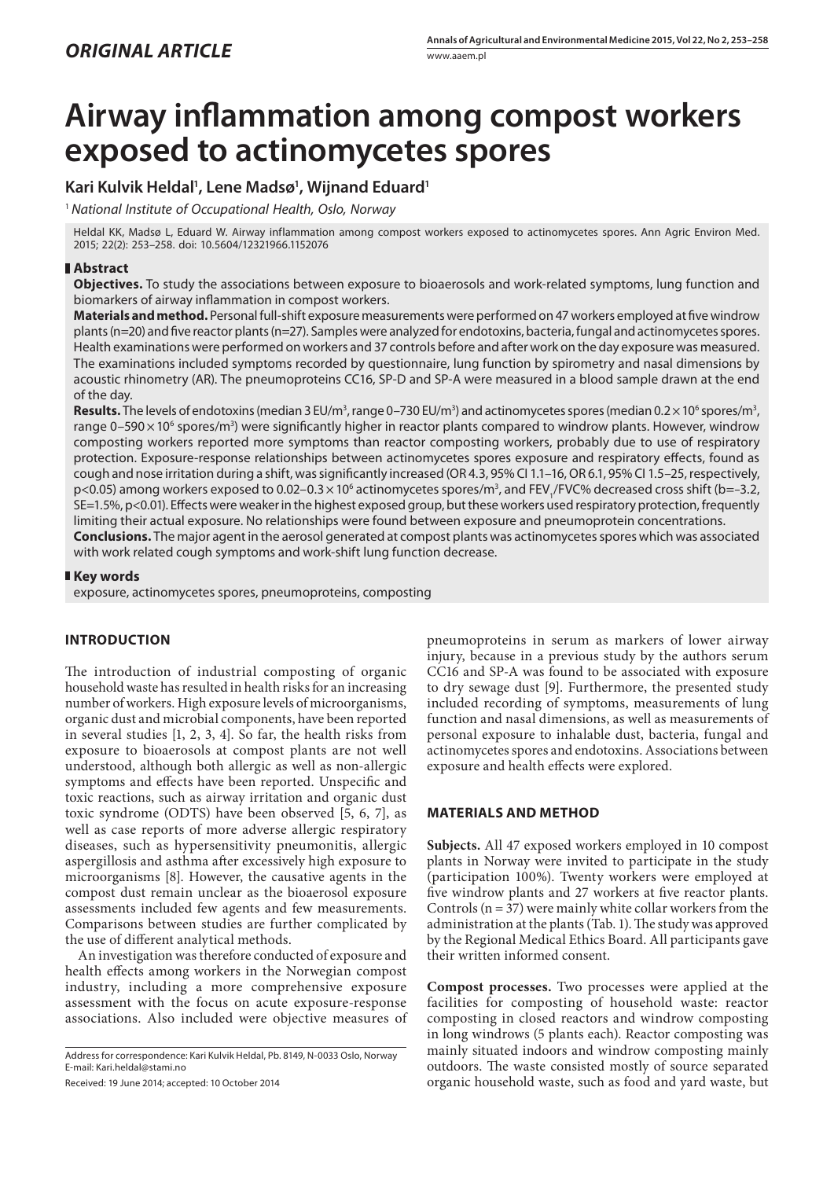*ORIGINAL ARTICLE*

# Airway inflammation among compost workers exposed to actinomycetes spores

**Kari Kulvik Heldal[1], Lene Madsø[1], Wijnand Eduard[1]**

[1] *National Institute of Occupational Health, Oslo, Norway*

Heldal KK, Madsø L, Eduard W. Airway inflammation among compost workers exposed to actinomycetes spores. Ann Agric Environ Med. 2015; 22(2): 253–258. doi: 10.5604/12321966.1152076

## Abstract

**Objectives.** To study the associations between exposure to bioaerosols and work-related symptoms, lung function and biomarkers of airway inflammation in compost workers.

**Materials and method.** Personal full-shift exposure measurements were performed on 47 workers employed at five windrow plants (n=20) and five reactor plants (n=27). Samples were analyzed for endotoxins, bacteria, fungal and actinomycetes spores. Health examinations were performed on workers and 37 controls before and after work on the day exposure was measured. The examinations included symptoms recorded by questionnaire, lung function by spirometry and nasal dimensions by acoustic rhinometry (AR). The pneumoproteins CC16, SP-D and SP-A were measured in a blood sample drawn at the end of the day.

**Results.** The levels of endotoxins (median 3 EU/m$^3$, range 0–730 EU/m$^3$) and actinomycetes spores (median $0.2 \times 10^6$ spores/m$^3$, range $0–590 \times 10^6$ spores/m$^3$) were significantly higher in reactor plants compared to windrow plants. However, windrow composting workers reported more symptoms than reactor composting workers, probably due to use of respiratory protection. Exposure-response relationships between actinomycetes spores exposure and respiratory effects, found as cough and nose irritation during a shift, was significantly increased (OR 4.3, 95% CI 1.1–16, OR 6.1, 95% CI 1.5–25, respectively, $p<0.05$) among workers exposed to $0.02–0.3 \times 10^6$ actinomycetes spores/m$^3$, and $FEV_1/FVC$% decreased cross shift (b=–3.2, SE=1.5%, $p<0.01$). Effects were weaker in the highest exposed group, but these workers used respiratory protection, frequently limiting their actual exposure. No relationships were found between exposure and pneumoprotein concentrations.

**Conclusions.** The major agent in the aerosol generated at compost plants was actinomycetes spores which was associated with work related cough symptoms and work-shift lung function decrease.

## Key words

exposure, actinomycetes spores, pneumoproteins, composting

## INTRODUCTION

The introduction of industrial composting of organic household waste has resulted in health risks for an increasing number of workers. High exposure levels of microorganisms, organic dust and microbial components, have been reported in several studies [1, 2, 3, 4]. So far, the health risks from exposure to bioaerosols at compost plants are not well understood, although both allergic as well as non-allergic symptoms and effects have been reported. Unspecific and toxic reactions, such as airway irritation and organic dust toxic syndrome (ODTS) have been observed [5, 6, 7], as well as case reports of more adverse allergic respiratory diseases, such as hypersensitivity pneumonitis, allergic aspergillosis and asthma after excessively high exposure to microorganisms [8]. However, the causative agents in the compost dust remain unclear as the bioaerosol exposure assessments included few agents and few measurements. Comparisons between studies are further complicated by the use of different analytical methods.

An investigation was therefore conducted of exposure and health effects among workers in the Norwegian compost industry, including a more comprehensive exposure assessment with the focus on acute exposure-response associations. Also included were objective measures of pneumoproteins in serum as markers of lower airway injury, because in a previous study by the authors serum CC16 and SP-A was found to be associated with exposure to dry sewage dust [9]. Furthermore, the presented study included recording of symptoms, measurements of lung function and nasal dimensions, as well as measurements of personal exposure to inhalable dust, bacteria, fungal and actinomycetes spores and endotoxins. Associations between exposure and health effects were explored.

## MATERIALS AND METHOD

**Subjects.** All 47 exposed workers employed in 10 compost plants in Norway were invited to participate in the study (participation 100%). Twenty workers were employed at five windrow plants and 27 workers at five reactor plants. Controls (n = 37) were mainly white collar workers from the administration at the plants (Tab. 1). The study was approved by the Regional Medical Ethics Board. All participants gave their written informed consent.

**Compost processes.** Two processes were applied at the facilities for composting of household waste: reactor composting in closed reactors and windrow composting in long windrows (5 plants each). Reactor composting was mainly situated indoors and windrow composting mainly outdoors. The waste consisted mostly of source separated organic household waste, such as food and yard waste, but

Address for correspondence: Kari Kulvik Heldal, Pb. 8149, N-0033 Oslo, Norway
E-mail: Kari.heldal@stami.no

Received: 19 June 2014; accepted: 10 October 2014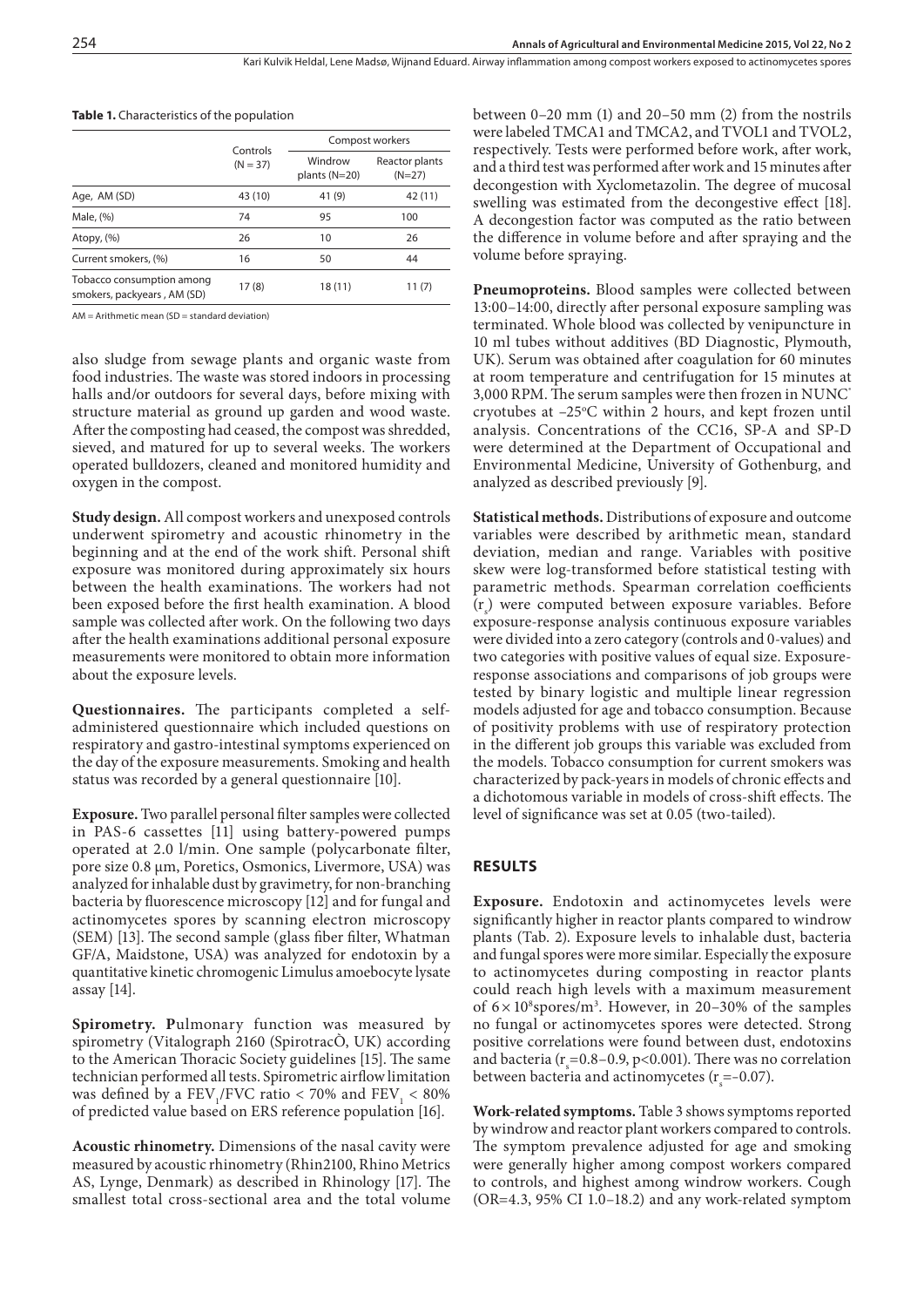**Table 1.** Characteristics of the population

| | Controls (N = 37) | Compost workers | |
|---|---|---|---|
| | | Windrow plants (N=20) | Reactor plants (N=27) |
| Age, AM (SD) | 43 (10) | 41 (9) | 42 (11) |
| Male, (%) | 74 | 95 | 100 |
| Atopy, (%) | 26 | 10 | 26 |
| Current smokers, (%) | 16 | 50 | 44 |
| Tobacco consumption among smokers, packyears , AM (SD) | 17 (8) | 18 (11) | 11 (7) |

AM = Arithmetic mean (SD = standard deviation)

also sludge from sewage plants and organic waste from food industries. The waste was stored indoors in processing halls and/or outdoors for several days, before mixing with structure material as ground up garden and wood waste. After the composting had ceased, the compost was shredded, sieved, and matured for up to several weeks. The workers operated bulldozers, cleaned and monitored humidity and oxygen in the compost.

**Study design.** All compost workers and unexposed controls underwent spirometry and acoustic rhinometry in the beginning and at the end of the work shift. Personal shift exposure was monitored during approximately six hours between the health examinations. The workers had not been exposed before the first health examination. A blood sample was collected after work. On the following two days after the health examinations additional personal exposure measurements were monitored to obtain more information about the exposure levels.

**Questionnaires.** The participants completed a self-administered questionnaire which included questions on respiratory and gastro-intestinal symptoms experienced on the day of the exposure measurements. Smoking and health status was recorded by a general questionnaire [10].

**Exposure.** Two parallel personal filter samples were collected in PAS-6 cassettes [11] using battery-powered pumps operated at 2.0 l/min. One sample (polycarbonate filter, pore size 0.8 µm, Poretics, Osmonics, Livermore, USA) was analyzed for inhalable dust by gravimetry, for non-branching bacteria by fluorescence microscopy [12] and for fungal and actinomycetes spores by scanning electron microscopy (SEM) [13]. The second sample (glass fiber filter, Whatman GF/A, Maidstone, USA) was analyzed for endotoxin by a quantitative kinetic chromogenic Limulus amoebocyte lysate assay [14].

**Spirometry.** Pulmonary function was measured by spirometry (Vitalograph 2160 (SpirotracÒ, UK) according to the American Thoracic Society guidelines [15]. The same technician performed all tests. Spirometric airflow limitation was defined by a $FEV_1/FVC$ ratio < 70% and $FEV_1$ < 80% of predicted value based on ERS reference population [16].

**Acoustic rhinometry.** Dimensions of the nasal cavity were measured by acoustic rhinometry (Rhin2100, Rhino Metrics AS, Lynge, Denmark) as described in Rhinology [17]. The smallest total cross-sectional area and the total volume between 0–20 mm (1) and 20–50 mm (2) from the nostrils were labeled TMCA1 and TMCA2, and TVOL1 and TVOL2, respectively. Tests were performed before work, after work, and a third test was performed after work and 15 minutes after decongestion with Xyclometazolin. The degree of mucosal swelling was estimated from the decongestive effect [18]. A decongestion factor was computed as the ratio between the difference in volume before and after spraying and the volume before spraying.

**Pneumoproteins.** Blood samples were collected between 13:00–14:00, directly after personal exposure sampling was terminated. Whole blood was collected by venipuncture in 10 ml tubes without additives (BD Diagnostic, Plymouth, UK). Serum was obtained after coagulation for 60 minutes at room temperature and centrifugation for 15 minutes at 3,000 RPM. The serum samples were then frozen in NUNC® cryotubes at –25°C within 2 hours, and kept frozen until analysis. Concentrations of the CC16, SP-A and SP-D were determined at the Department of Occupational and Environmental Medicine, University of Gothenburg, and analyzed as described previously [9].

**Statistical methods.** Distributions of exposure and outcome variables were described by arithmetic mean, standard deviation, median and range. Variables with positive skew were log-transformed before statistical testing with parametric methods. Spearman correlation coefficients ($r_s$) were computed between exposure variables. Before exposure-response analysis continuous exposure variables were divided into a zero category (controls and 0-values) and two categories with positive values of equal size. Exposure-response associations and comparisons of job groups were tested by binary logistic and multiple linear regression models adjusted for age and tobacco consumption. Because of positivity problems with use of respiratory protection in the different job groups this variable was excluded from the models. Tobacco consumption for current smokers was characterized by pack-years in models of chronic effects and a dichotomous variable in models of cross-shift effects. The level of significance was set at 0.05 (two-tailed).

## RESULTS

**Exposure.** Endotoxin and actinomycetes levels were significantly higher in reactor plants compared to windrow plants (Tab. 2). Exposure levels to inhalable dust, bacteria and fungal spores were more similar. Especially the exposure to actinomycetes during composting in reactor plants could reach high levels with a maximum measurement of $6 \times 10^8$ spores/m$^3$. However, in 20–30% of the samples no fungal or actinomycetes spores were detected. Strong positive correlations were found between dust, endotoxins and bacteria ($r_s$=0.8–0.9, p<0.001). There was no correlation between bacteria and actinomycetes ($r_s$=–0.07).

**Work-related symptoms.** Table 3 shows symptoms reported by windrow and reactor plant workers compared to controls. The symptom prevalence adjusted for age and smoking were generally higher among compost workers compared to controls, and highest among windrow workers. Cough (OR=4.3, 95% CI 1.0–18.2) and any work-related symptom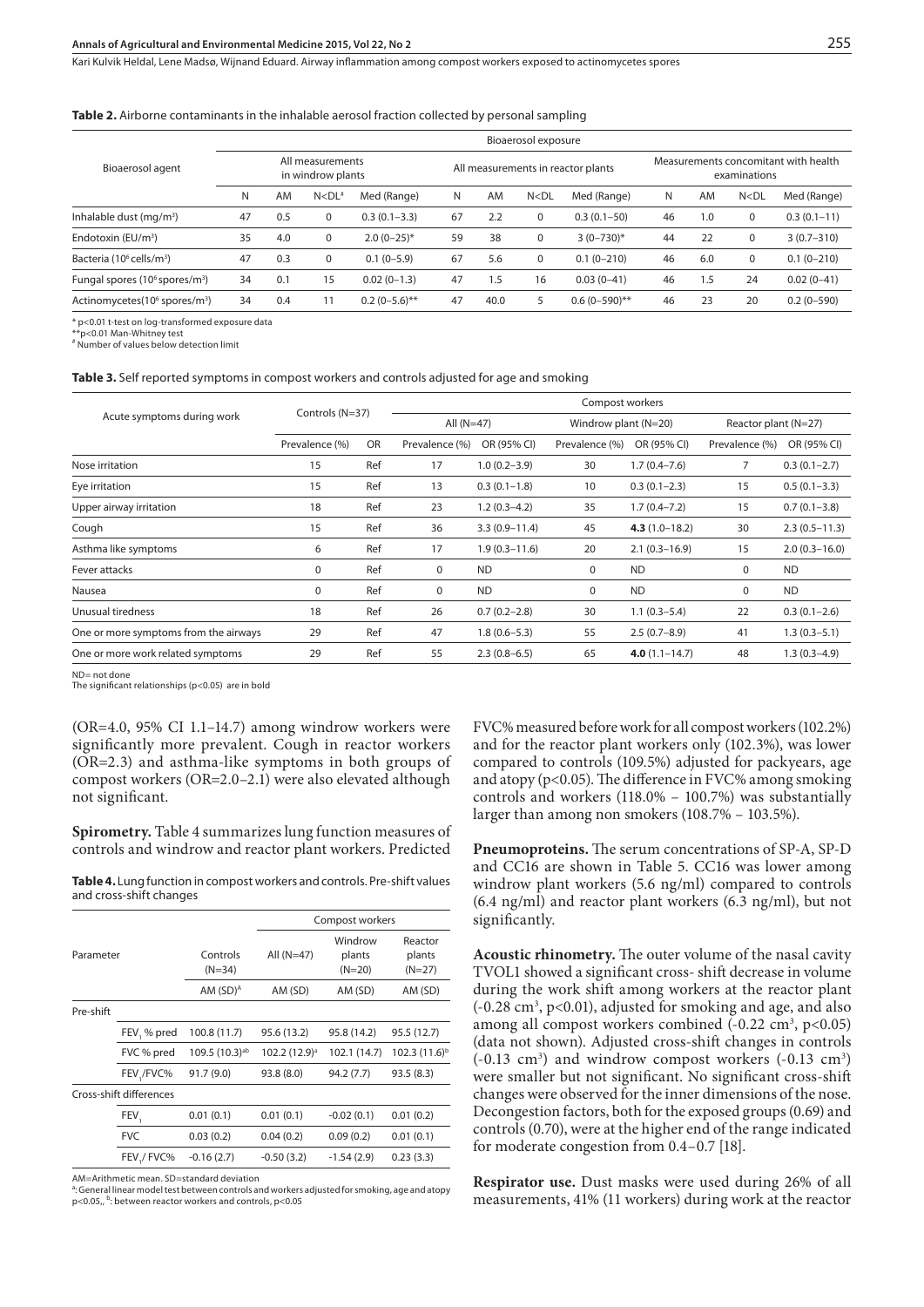**Table 2.** Airborne contaminants in the inhalable aerosol fraction collected by personal sampling

| Bioaerosol agent | Bioaerosol exposure | | | | | | | | | | | |
|---|---|---|---|---|---|---|---|---|---|---|---|---|
| | All measurements in windrow plants | | | | All measurements in reactor plants | | | | Measurements concomitant with health examinations | | | |
| | N | AM | N<DL[#] | Med (Range) | N | AM | N<DL | Med (Range) | N | AM | N<DL | Med (Range) |
| Inhalable dust (mg/m³) | 47 | 0.5 | 0 | 0.3 (0.1–3.3) | 67 | 2.2 | 0 | 0.3 (0.1–50) | 46 | 1.0 | 0 | 0.3 (0.1–11) |
| Endotoxin (EU/m³) | 35 | 4.0 | 0 | 2.0 (0–25)* | 59 | 38 | 0 | 3 (0–730)* | 44 | 22 | 0 | 3 (0.7–310) |
| Bacteria ($10^6$ cells/m³) | 47 | 0.3 | 0 | 0.1 (0–5.9) | 67 | 5.6 | 0 | 0.1 (0–210) | 46 | 6.0 | 0 | 0.1 (0–210) |
| Fungal spores ($10^6$ spores/m³) | 34 | 0.1 | 15 | 0.02 (0–1.3) | 47 | 1.5 | 16 | 0.03 (0–41) | 46 | 1.5 | 24 | 0.02 (0–41) |
| Actinomycetes($10^6$ spores/m³) | 34 | 0.4 | 11 | 0.2 (0–5.6)** | 47 | 40.0 | 5 | 0.6 (0–590)** | 46 | 23 | 20 | 0.2 (0–590) |

\* p<0.01 t-test on log-transformed exposure data
\*\*p<0.01 Man-Whitney test
[#] Number of values below detection limit

**Table 3.** Self reported symptoms in compost workers and controls adjusted for age and smoking

| Acute symptoms during work | Controls (N=37) | | Compost workers | | | | | |
|---|---|---|---|---|---|---|---|---|
| | | | All (N=47) | | Windrow plant (N=20) | | Reactor plant (N=27) | |
| | Prevalence (%) | OR | Prevalence (%) | OR (95% CI) | Prevalence (%) | OR (95% CI) | Prevalence (%) | OR (95% CI) |
| Nose irritation | 15 | Ref | 17 | 1.0 (0.2–3.9) | 30 | 1.7 (0.4–7.6) | 7 | 0.3 (0.1–2.7) |
| Eye irritation | 15 | Ref | 13 | 0.3 (0.1–1.8) | 10 | 0.3 (0.1–2.3) | 15 | 0.5 (0.1–3.3) |
| Upper airway irritation | 18 | Ref | 23 | 1.2 (0.3–4.2) | 35 | 1.7 (0.4–7.2) | 15 | 0.7 (0.1–3.8) |
| Cough | 15 | Ref | 36 | 3.3 (0.9–11.4) | 45 | **4.3** (1.0–18.2) | 30 | 2.3 (0.5–11.3) |
| Asthma like symptoms | 6 | Ref | 17 | 1.9 (0.3–11.6) | 20 | 2.1 (0.3–16.9) | 15 | 2.0 (0.3–16.0) |
| Fever attacks | 0 | Ref | 0 | ND | 0 | ND | 0 | ND |
| Nausea | 0 | Ref | 0 | ND | 0 | ND | 0 | ND |
| Unusual tiredness | 18 | Ref | 26 | 0.7 (0.2–2.8) | 30 | 1.1 (0.3–5.4) | 22 | 0.3 (0.1–2.6) |
| One or more symptoms from the airways | 29 | Ref | 47 | 1.8 (0.6–5.3) | 55 | 2.5 (0.7–8.9) | 41 | 1.3 (0.3–5.1) |
| One or more work related symptoms | 29 | Ref | 55 | 2.3 (0.8–6.5) | 65 | **4.0** (1.1–14.7) | 48 | 1.3 (0.3–4.9) |

ND= not done
The significant relationships (p<0.05) are in bold

(OR=4.0, 95% CI 1.1–14.7) among windrow workers were significantly more prevalent. Cough in reactor workers (OR=2.3) and asthma-like symptoms in both groups of compost workers (OR=2.0–2.1) were also elevated although not significant.

**Spirometry.** Table 4 summarizes lung function measures of controls and windrow and reactor plant workers. Predicted FVC% measured before work for all compost workers (102.2%) and for the reactor plant workers only (102.3%), was lower compared to controls (109.5%) adjusted for packyears, age and atopy (p<0.05). The difference in FVC% among smoking controls and workers (118.0% – 100.7%) was substantially larger than among non smokers (108.7% – 103.5%).

**Table 4.** Lung function in compost workers and controls. Pre-shift values and cross-shift changes

| Parameter | | Controls (N=34) | Compost workers | | |
|---|---|---|---|---|---|
| | | | All (N=47) | Windrow plants (N=20) | Reactor plants (N=27) |
| | | AM (SD)[A] | AM (SD) | AM (SD) | AM (SD) |
| Pre-shift | | | | | |
| | $FEV_1$ % pred | 100.8 (11.7) | 95.6 (13.2) | 95.8 (14.2) | 95.5 (12.7) |
| | FVC % pred | 109.5 (10.3)[ab] | 102.2 (12.9)[a] | 102.1 (14.7) | 102.3 (11.6)[b] |
| | $FEV_1$/FVC% | 91.7 (9.0) | 93.8 (8.0) | 94.2 (7.7) | 93.5 (8.3) |
| Cross-shift differences | | | | | |
| | $FEV_1$ | 0.01 (0.1) | 0.01 (0.1) | -0.02 (0.1) | 0.01 (0.2) |
| | FVC | 0.03 (0.2) | 0.04 (0.2) | 0.09 (0.2) | 0.01 (0.1) |
| | $FEV_1$/ FVC% | -0.16 (2.7) | -0.50 (3.2) | -1.54 (2.9) | 0.23 (3.3) |

AM=Arithmetic mean. SD=standard deviation
[a]: General linear model test between controls and workers adjusted for smoking, age and atopy p<0.05,, [b]: between reactor workers and controls, p<0.05

**Pneumoproteins.** The serum concentrations of SP-A, SP-D and CC16 are shown in Table 5. CC16 was lower among windrow plant workers (5.6 ng/ml) compared to controls (6.4 ng/ml) and reactor plant workers (6.3 ng/ml), but not significantly.

**Acoustic rhinometry.** The outer volume of the nasal cavity TVOL1 showed a significant cross- shift decrease in volume during the work shift among workers at the reactor plant (-0.28 cm³, p<0.01), adjusted for smoking and age, and also among all compost workers combined (-0.22 cm³, p<0.05) (data not shown). Adjusted cross-shift changes in controls (-0.13 cm³) and windrow compost workers (-0.13 cm³) were smaller but not significant. No significant cross-shift changes were observed for the inner dimensions of the nose. Decongestion factors, both for the exposed groups (0.69) and controls (0.70), were at the higher end of the range indicated for moderate congestion from 0.4–0.7 [18].

**Respirator use.** Dust masks were used during 26% of all measurements, 41% (11 workers) during work at the reactor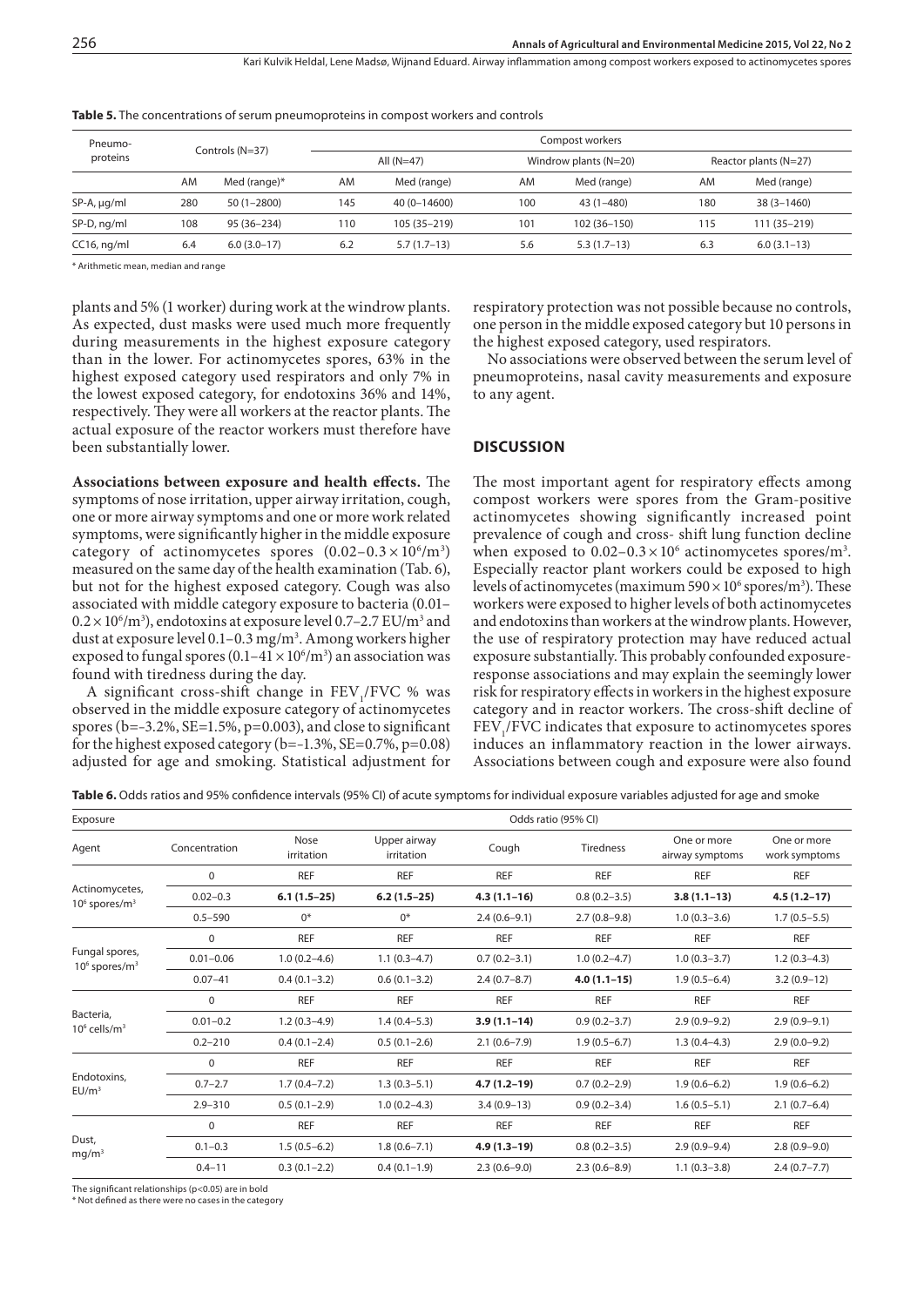**Table 5.** The concentrations of serum pneumoproteins in compost workers and controls

| Pneumo-proteins | Controls (N=37) | | Compost workers | | | | | |
|---|---|---|---|---|---|---|---|---|
| | | | All (N=47) | | Windrow plants (N=20) | | Reactor plants (N=27) | |
| | AM | Med (range)* | AM | Med (range) | AM | Med (range) | AM | Med (range) |
| SP-A, μg/ml | 280 | 50 (1–2800) | 145 | 40 (0–14600) | 100 | 43 (1–480) | 180 | 38 (3–1460) |
| SP-D, ng/ml | 108 | 95 (36–234) | 110 | 105 (35–219) | 101 | 102 (36–150) | 115 | 111 (35–219) |
| CC16, ng/ml | 6.4 | 6.0 (3.0–17) | 6.2 | 5.7 (1.7–13) | 5.6 | 5.3 (1.7–13) | 6.3 | 6.0 (3.1–13) |

\* Arithmetic mean, median and range

plants and 5% (1 worker) during work at the windrow plants. As expected, dust masks were used much more frequently during measurements in the highest exposure category than in the lower. For actinomycetes spores, 63% in the highest exposed category used respirators and only 7% in the lowest exposed category, for endotoxins 36% and 14%, respectively. They were all workers at the reactor plants. The actual exposure of the reactor workers must therefore have been substantially lower.

**Associations between exposure and health effects.** The symptoms of nose irritation, upper airway irritation, cough, one or more airway symptoms and one or more work related symptoms, were significantly higher in the middle exposure category of actinomycetes spores ($0.02–0.3 \times 10^6/m^3$) measured on the same day of the health examination (Tab. 6), but not for the highest exposed category. Cough was also associated with middle category exposure to bacteria ($0.01–0.2 \times 10^6/m^3$), endotoxins at exposure level 0.7–2.7 $EU/m^3$ and dust at exposure level 0.1–0.3 $mg/m^3$. Among workers higher exposed to fungal spores ($0.1–41 \times 10^6/m^3$) an association was found with tiredness during the day.

A significant cross-shift change in $FEV_1/FVC$ % was observed in the middle exposure category of actinomycetes spores (b=–3.2%, SE=1.5%, p=0.003), and close to significant for the highest exposed category (b=–1.3%, SE=0.7%, p=0.08) adjusted for age and smoking. Statistical adjustment for respiratory protection was not possible because no controls, one person in the middle exposed category but 10 persons in the highest exposed category, used respirators.

No associations were observed between the serum level of pneumoproteins, nasal cavity measurements and exposure to any agent.

## DISCUSSION

The most important agent for respiratory effects among compost workers were spores from the Gram-positive actinomycetes showing significantly increased point prevalence of cough and cross- shift lung function decline when exposed to $0.02–0.3 \times 10^6$ actinomycetes spores/$m^3$. Especially reactor plant workers could be exposed to high levels of actinomycetes (maximum $590 \times 10^6$ spores/$m^3$). These workers were exposed to higher levels of both actinomycetes and endotoxins than workers at the windrow plants. However, the use of respiratory protection may have reduced actual exposure substantially. This probably confounded exposure-response associations and may explain the seemingly lower risk for respiratory effects in workers in the highest exposure category and in reactor workers. The cross-shift decline of $FEV_1/FVC$ indicates that exposure to actinomycetes spores induces an inflammatory reaction in the lower airways. Associations between cough and exposure were also found

**Table 6.** Odds ratios and 95% confidence intervals (95% CI) of acute symptoms for individual exposure variables adjusted for age and smoke

| Exposure | | Odds ratio (95% CI) | | | | | |
|---|---|---|---|---|---|---|---|
| Agent | Concentration | Nose irritation | Upper airway irritation | Cough | Tiredness | One or more airway symptoms | One or more work symptoms |
| Actinomycetes, $10^6$ spores/$m^3$ | 0 | REF | REF | REF | REF | REF | REF |
| | 0.02–0.3 | **6.1 (1.5–25)** | **6.2 (1.5–25)** | **4.3 (1.1–16)** | 0.8 (0.2–3.5) | **3.8 (1.1–13)** | **4.5 (1.2–17)** |
| | 0.5–590 | 0* | 0* | 2.4 (0.6–9.1) | 2.7 (0.8–9.8) | 1.0 (0.3–3.6) | 1.7 (0.5–5.5) |
| Fungal spores, $10^6$ spores/$m^3$ | 0 | REF | REF | REF | REF | REF | REF |
| | 0.01–0.06 | 1.0 (0.2–4.6) | 1.1 (0.3–4.7) | 0.7 (0.2–3.1) | 1.0 (0.2–4.7) | 1.0 (0.3–3.7) | 1.2 (0.3–4.3) |
| | 0.07–41 | 0.4 (0.1–3.2) | 0.6 (0.1–3.2) | 2.4 (0.7–8.7) | **4.0 (1.1–15)** | 1.9 (0.5–6.4) | 3.2 (0.9–12) |
| Bacteria, $10^6$ cells/$m^3$ | 0 | REF | REF | REF | REF | REF | REF |
| | 0.01–0.2 | 1.2 (0.3–4.9) | 1.4 (0.4–5.3) | **3.9 (1.1–14)** | 0.9 (0.2–3.7) | 2.9 (0.9–9.2) | 2.9 (0.9–9.1) |
| | 0.2–210 | 0.4 (0.1–2.4) | 0.5 (0.1–2.6) | 2.1 (0.6–7.9) | 1.9 (0.5–6.7) | 1.3 (0.4–4.3) | 2.9 (0.0–9.2) |
| Endotoxins, $EU/m^3$ | 0 | REF | REF | REF | REF | REF | REF |
| | 0.7–2.7 | 1.7 (0.4–7.2) | 1.3 (0.3–5.1) | **4.7 (1.2–19)** | 0.7 (0.2–2.9) | 1.9 (0.6–6.2) | 1.9 (0.6–6.2) |
| | 2.9–310 | 0.5 (0.1–2.9) | 1.0 (0.2–4.3) | 3.4 (0.9–13) | 0.9 (0.2–3.4) | 1.6 (0.5–5.1) | 2.1 (0.7–6.4) |
| Dust, $mg/m^3$ | 0 | REF | REF | REF | REF | REF | REF |
| | 0.1–0.3 | 1.5 (0.5–6.2) | 1.8 (0.6–7.1) | **4.9 (1.3–19)** | 0.8 (0.2–3.5) | 2.9 (0.9–9.4) | 2.8 (0.9–9.0) |
| | 0.4–11 | 0.3 (0.1–2.2) | 0.4 (0.1–1.9) | 2.3 (0.6–9.0) | 2.3 (0.6–8.9) | 1.1 (0.3–3.8) | 2.4 (0.7–7.7) |

The significant relationships (p<0.05) are in bold
\* Not defined as there were no cases in the category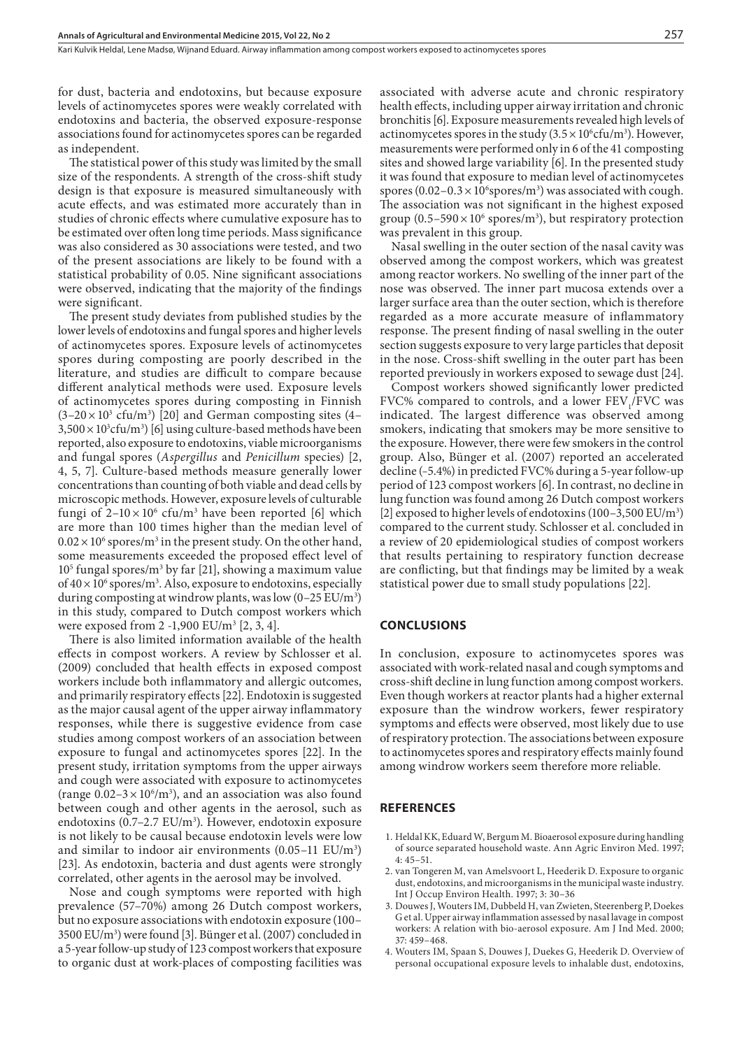for dust, bacteria and endotoxins, but because exposure levels of actinomycetes spores were weakly correlated with endotoxins and bacteria, the observed exposure-response associations found for actinomycetes spores can be regarded as independent.

The statistical power of this study was limited by the small size of the respondents. A strength of the cross-shift study design is that exposure is measured simultaneously with acute effects, and was estimated more accurately than in studies of chronic effects where cumulative exposure has to be estimated over often long time periods. Mass significance was also considered as 30 associations were tested, and two of the present associations are likely to be found with a statistical probability of 0.05. Nine significant associations were observed, indicating that the majority of the findings were significant.

The present study deviates from published studies by the lower levels of endotoxins and fungal spores and higher levels of actinomycetes spores. Exposure levels of actinomycetes spores during composting are poorly described in the literature, and studies are difficult to compare because different analytical methods were used. Exposure levels of actinomycetes spores during composting in Finnish ($3–20 \times 10^3$ cfu/m$^3$) [20] and German composting sites ($4–3{,}500 \times 10^3$cfu/m$^3$) [6] using culture-based methods have been reported, also exposure to endotoxins, viable microorganisms and fungal spores (*Aspergillus* and *Penicillum* species) [2, 4, 5, 7]. Culture-based methods measure generally lower concentrations than counting of both viable and dead cells by microscopic methods. However, exposure levels of culturable fungi of $2–10 \times 10^6$ cfu/m$^3$ have been reported [6] which are more than 100 times higher than the median level of $0.02 \times 10^6$ spores/m$^3$ in the present study. On the other hand, some measurements exceeded the proposed effect level of $10^5$ fungal spores/m$^3$ by far [21], showing a maximum value of $40 \times 10^6$ spores/m$^3$. Also, exposure to endotoxins, especially during composting at windrow plants, was low (0–25 EU/m$^3$) in this study, compared to Dutch compost workers which were exposed from 2 -1,900 EU/m$^3$ [2, 3, 4].

There is also limited information available of the health effects in compost workers. A review by Schlosser et al. (2009) concluded that health effects in exposed compost workers include both inflammatory and allergic outcomes, and primarily respiratory effects [22]. Endotoxin is suggested as the major causal agent of the upper airway inflammatory responses, while there is suggestive evidence from case studies among compost workers of an association between exposure to fungal and actinomycetes spores [22]. In the present study, irritation symptoms from the upper airways and cough were associated with exposure to actinomycetes (range $0.02–3 \times 10^6$/m$^3$), and an association was also found between cough and other agents in the aerosol, such as endotoxins (0.7–2.7 EU/m$^3$). However, endotoxin exposure is not likely to be causal because endotoxin levels were low and similar to indoor air environments (0.05–11 EU/m$^3$) [23]. As endotoxin, bacteria and dust agents were strongly correlated, other agents in the aerosol may be involved.

Nose and cough symptoms were reported with high prevalence (57–70%) among 26 Dutch compost workers, but no exposure associations with endotoxin exposure (100–3500 EU/m$^3$) were found [3]. Bünger et al. (2007) concluded in a 5-year follow-up study of 123 compost workers that exposure to organic dust at work-places of composting facilities was associated with adverse acute and chronic respiratory health effects, including upper airway irritation and chronic bronchitis [6]. Exposure measurements revealed high levels of actinomycetes spores in the study ($3.5 \times 10^6$cfu/m$^3$). However, measurements were performed only in 6 of the 41 composting sites and showed large variability [6]. In the presented study it was found that exposure to median level of actinomycetes spores ($0.02–0.3 \times 10^6$spores/m$^3$) was associated with cough. The association was not significant in the highest exposed group ($0.5–590 \times 10^6$ spores/m$^3$), but respiratory protection was prevalent in this group.

Nasal swelling in the outer section of the nasal cavity was observed among the compost workers, which was greatest among reactor workers. No swelling of the inner part of the nose was observed. The inner part mucosa extends over a larger surface area than the outer section, which is therefore regarded as a more accurate measure of inflammatory response. The present finding of nasal swelling in the outer section suggests exposure to very large particles that deposit in the nose. Cross-shift swelling in the outer part has been reported previously in workers exposed to sewage dust [24].

Compost workers showed significantly lower predicted FVC% compared to controls, and a lower $FEV_1$/FVC was indicated. The largest difference was observed among smokers, indicating that smokers may be more sensitive to the exposure. However, there were few smokers in the control group. Also, Bünger et al. (2007) reported an accelerated decline (-5.4%) in predicted FVC% during a 5-year follow-up period of 123 compost workers [6]. In contrast, no decline in lung function was found among 26 Dutch compost workers [2] exposed to higher levels of endotoxins (100–3,500 EU/m$^3$) compared to the current study. Schlosser et al. concluded in a review of 20 epidemiological studies of compost workers that results pertaining to respiratory function decrease are conflicting, but that findings may be limited by a weak statistical power due to small study populations [22].

## CONCLUSIONS

In conclusion, exposure to actinomycetes spores was associated with work-related nasal and cough symptoms and cross-shift decline in lung function among compost workers. Even though workers at reactor plants had a higher external exposure than the windrow workers, fewer respiratory symptoms and effects were observed, most likely due to use of respiratory protection. The associations between exposure to actinomycetes spores and respiratory effects mainly found among windrow workers seem therefore more reliable.

## REFERENCES

1. Heldal KK, Eduard W, Bergum M. Bioaerosol exposure during handling of source separated household waste. Ann Agric Environ Med. 1997; 4: 45–51.
2. van Tongeren M, van Amelsvoort L, Heederik D. Exposure to organic dust, endotoxins, and microorganisms in the municipal waste industry. Int J Occup Environ Health. 1997; 3: 30–36
3. Douwes J, Wouters IM, Dubbeld H, van Zwieten, Steerenberg P, Doekes G et al. Upper airway inflammation assessed by nasal lavage in compost workers: A relation with bio-aerosol exposure. Am J Ind Med. 2000; 37: 459–468.
4. Wouters IM, Spaan S, Douwes J, Duekes G, Heederik D. Overview of personal occupational exposure levels to inhalable dust, endotoxins,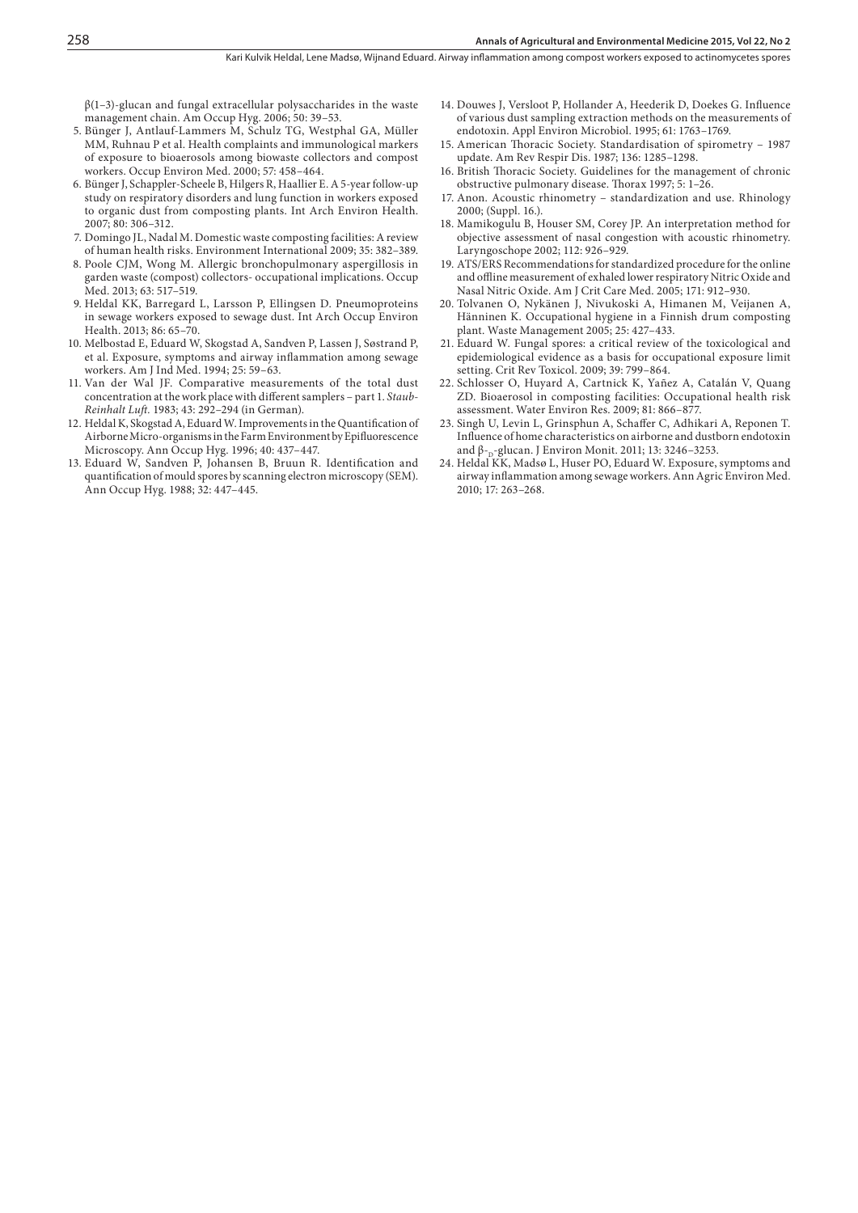β(1–3)-glucan and fungal extracellular polysaccharides in the waste management chain. Am Occup Hyg. 2006; 50: 39–53.

5. Bünger J, Antlauf-Lammers M, Schulz TG, Westphal GA, Müller MM, Ruhnau P et al. Health complaints and immunological markers of exposure to bioaerosols among biowaste collectors and compost workers. Occup Environ Med. 2000; 57: 458–464.
6. Bünger J, Schappler-Scheele B, Hilgers R, Haallier E. A 5-year follow-up study on respiratory disorders and lung function in workers exposed to organic dust from composting plants. Int Arch Environ Health. 2007; 80: 306–312.
7. Domingo JL, Nadal M. Domestic waste composting facilities: A review of human health risks. Environment International 2009; 35: 382–389.
8. Poole CJM, Wong M. Allergic bronchopulmonary aspergillosis in garden waste (compost) collectors- occupational implications. Occup Med. 2013; 63: 517–519.
9. Heldal KK, Barregard L, Larsson P, Ellingsen D. Pneumoproteins in sewage workers exposed to sewage dust. Int Arch Occup Environ Health. 2013; 86: 65–70.
10. Melbostad E, Eduard W, Skogstad A, Sandven P, Lassen J, Søstrand P, et al. Exposure, symptoms and airway inflammation among sewage workers. Am J Ind Med. 1994; 25: 59–63.
11. Van der Wal JF. Comparative measurements of the total dust concentration at the work place with different samplers – part 1. *Staub-Reinhalt Luft*. 1983; 43: 292–294 (in German).
12. Heldal K, Skogstad A, Eduard W. Improvements in the Quantification of Airborne Micro-organisms in the Farm Environment by Epifluorescence Microscopy. Ann Occup Hyg. 1996; 40: 437–447.
13. Eduard W, Sandven P, Johansen B, Bruun R. Identification and quantification of mould spores by scanning electron microscopy (SEM). Ann Occup Hyg. 1988; 32: 447–445.
14. Douwes J, Versloot P, Hollander A, Heederik D, Doekes G. Influence of various dust sampling extraction methods on the measurements of endotoxin. Appl Environ Microbiol. 1995; 61: 1763–1769.
15. American Thoracic Society. Standardisation of spirometry – 1987 update. Am Rev Respir Dis. 1987; 136: 1285–1298.
16. British Thoracic Society. Guidelines for the management of chronic obstructive pulmonary disease. Thorax 1997; 5: 1–26.
17. Anon. Acoustic rhinometry – standardization and use. Rhinology 2000; (Suppl. 16.).
18. Mamikogulu B, Houser SM, Corey JP. An interpretation method for objective assessment of nasal congestion with acoustic rhinometry. Laryngoschope 2002; 112: 926–929.
19. ATS/ERS Recommendations for standardized procedure for the online and offline measurement of exhaled lower respiratory Nitric Oxide and Nasal Nitric Oxide. Am J Crit Care Med. 2005; 171: 912–930.
20. Tolvanen O, Nykänen J, Nivukoski A, Himanen M, Veijanen A, Hänninen K. Occupational hygiene in a Finnish drum composting plant. Waste Management 2005; 25: 427–433.
21. Eduard W. Fungal spores: a critical review of the toxicological and epidemiological evidence as a basis for occupational exposure limit setting. Crit Rev Toxicol. 2009; 39: 799–864.
22. Schlosser O, Huyard A, Cartnick K, Yañez A, Catalán V, Quang ZD. Bioaerosol in composting facilities: Occupational health risk assessment. Water Environ Res. 2009; 81: 866–877.
23. Singh U, Levin L, Grinsphun A, Schaffer C, Adhikari A, Reponen T. Influence of home characteristics on airborne and dustborn endotoxin and $\beta$-$_D$-glucan. J Environ Monit. 2011; 13: 3246–3253.
24. Heldal KK, Madsø L, Huser PO, Eduard W. Exposure, symptoms and airway inflammation among sewage workers. Ann Agric Environ Med. 2010; 17: 263–268.